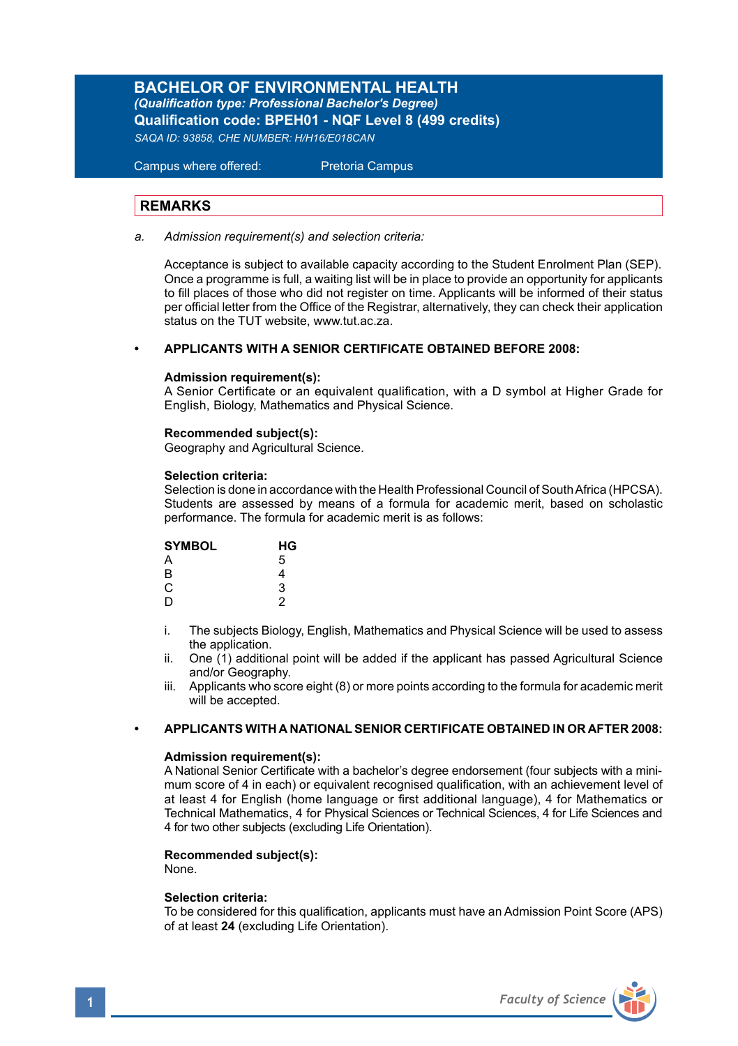# BACHELOR OF ENVIRONMENTAL HEALTH

***(Qualification type: Professional Bachelor's Degree)***

**Qualification code: BPEH01 - NQF Level 8 (499 credits)**

*SAQA ID: 93858, CHE NUMBER: H/H16/E018CAN*

Campus where offered: Pretoria Campus

## REMARKS

*a. Admission requirement(s) and selection criteria:*

Acceptance is subject to available capacity according to the Student Enrolment Plan (SEP). Once a programme is full, a waiting list will be in place to provide an opportunity for applicants to fill places of those who did not register on time. Applicants will be informed of their status per official letter from the Office of the Registrar, alternatively, they can check their application status on the TUT website, www.tut.ac.za.

- **APPLICANTS WITH A SENIOR CERTIFICATE OBTAINED BEFORE 2008:**

**Admission requirement(s):**
A Senior Certificate or an equivalent qualification, with a D symbol at Higher Grade for English, Biology, Mathematics and Physical Science.

**Recommended subject(s):**
Geography and Agricultural Science.

**Selection criteria:**
Selection is done in accordance with the Health Professional Council of South Africa (HPCSA). Students are assessed by means of a formula for academic merit, based on scholastic performance. The formula for academic merit is as follows:

| SYMBOL | HG |
|---|---|
| A | 5 |
| B | 4 |
| C | 3 |
| D | 2 |

i. The subjects Biology, English, Mathematics and Physical Science will be used to assess the application.
ii. One (1) additional point will be added if the applicant has passed Agricultural Science and/or Geography.
iii. Applicants who score eight (8) or more points according to the formula for academic merit will be accepted.

- **APPLICANTS WITH A NATIONAL SENIOR CERTIFICATE OBTAINED IN OR AFTER 2008:**

**Admission requirement(s):**
A National Senior Certificate with a bachelor's degree endorsement (four subjects with a minimum score of 4 in each) or equivalent recognised qualification, with an achievement level of at least 4 for English (home language or first additional language), 4 for Mathematics or Technical Mathematics, 4 for Physical Sciences or Technical Sciences, 4 for Life Sciences and 4 for two other subjects (excluding Life Orientation).

**Recommended subject(s):**
None.

**Selection criteria:**
To be considered for this qualification, applicants must have an Admission Point Score (APS) of at least **24** (excluding Life Orientation).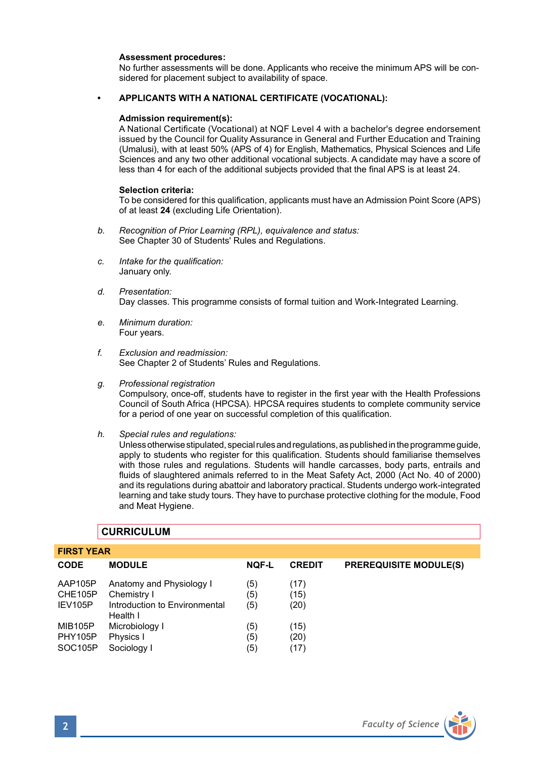**Assessment procedures:**
No further assessments will be done. Applicants who receive the minimum APS will be considered for placement subject to availability of space.

- **APPLICANTS WITH A NATIONAL CERTIFICATE (VOCATIONAL):**

**Admission requirement(s):**
A National Certificate (Vocational) at NQF Level 4 with a bachelor's degree endorsement issued by the Council for Quality Assurance in General and Further Education and Training (Umalusi), with at least 50% (APS of 4) for English, Mathematics, Physical Sciences and Life Sciences and any two other additional vocational subjects. A candidate may have a score of less than 4 for each of the additional subjects provided that the final APS is at least 24.

**Selection criteria:**
To be considered for this qualification, applicants must have an Admission Point Score (APS) of at least **24** (excluding Life Orientation).

b. *Recognition of Prior Learning (RPL), equivalence and status:*
See Chapter 30 of Students' Rules and Regulations.

c. *Intake for the qualification:*
January only.

d. *Presentation:*
Day classes. This programme consists of formal tuition and Work-Integrated Learning.

e. *Minimum duration:*
Four years.

f. *Exclusion and readmission:*
See Chapter 2 of Students' Rules and Regulations.

g. *Professional registration*
Compulsory, once-off, students have to register in the first year with the Health Professions Council of South Africa (HPCSA). HPCSA requires students to complete community service for a period of one year on successful completion of this qualification.

h. *Special rules and regulations:*
Unless otherwise stipulated, special rules and regulations, as published in the programme guide, apply to students who register for this qualification. Students should familiarise themselves with those rules and regulations. Students will handle carcasses, body parts, entrails and fluids of slaughtered animals referred to in the Meat Safety Act, 2000 (Act No. 40 of 2000) and its regulations during abattoir and laboratory practical. Students undergo work-integrated learning and take study tours. They have to purchase protective clothing for the module, Food and Meat Hygiene.

## CURRICULUM

### FIRST YEAR

| CODE | MODULE | NQF-L | CREDIT | PREREQUISITE MODULE(S) |
|---|---|---|---|---|
| AAP105P | Anatomy and Physiology I | (5) | (17) | |
| CHE105P | Chemistry I | (5) | (15) | |
| IEV105P | Introduction to Environmental Health I | (5) | (20) | |
| MIB105P | Microbiology I | (5) | (15) | |
| PHY105P | Physics I | (5) | (20) | |
| SOC105P | Sociology I | (5) | (17) | |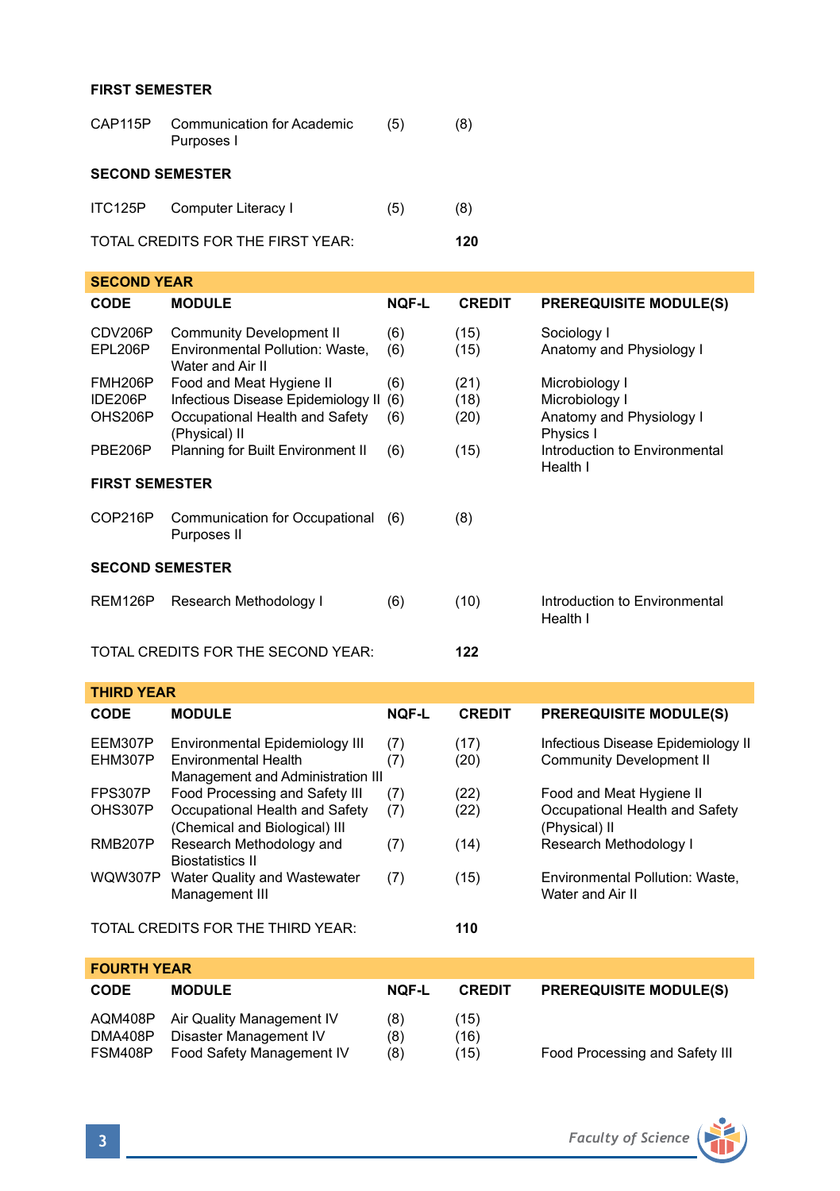**FIRST SEMESTER**

| | | | |
|---|---|---|---|
| CAP115P | Communication for Academic Purposes I | (5) | (8) |

**SECOND SEMESTER**

| | | | |
|---|---|---|---|
| ITC125P | Computer Literacy I | (5) | (8) |

TOTAL CREDITS FOR THE FIRST YEAR: **120**

## SECOND YEAR

| CODE | MODULE | NQF-L | CREDIT | PREREQUISITE MODULE(S) |
|---|---|---|---|---|
| CDV206P | Community Development II | (6) | (15) | Sociology I |
| EPL206P | Environmental Pollution: Waste, Water and Air II | (6) | (15) | Anatomy and Physiology I |
| FMH206P | Food and Meat Hygiene II | (6) | (21) | Microbiology I |
| IDE206P | Infectious Disease Epidemiology II | (6) | (18) | Microbiology I |
| OHS206P | Occupational Health and Safety (Physical) II | (6) | (20) | Anatomy and Physiology I<br>Physics I |
| PBE206P | Planning for Built Environment II | (6) | (15) | Introduction to Environmental Health I |

**FIRST SEMESTER**

| | | | | |
|---|---|---|---|---|
| COP216P | Communication for Occupational Purposes II | (6) | (8) | |

**SECOND SEMESTER**

| | | | | |
|---|---|---|---|---|
| REM126P | Research Methodology I | (6) | (10) | Introduction to Environmental Health I |

TOTAL CREDITS FOR THE SECOND YEAR: **122**

## THIRD YEAR

| CODE | MODULE | NQF-L | CREDIT | PREREQUISITE MODULE(S) |
|---|---|---|---|---|
| EEM307P | Environmental Epidemiology III | (7) | (17) | Infectious Disease Epidemiology II |
| EHM307P | Environmental Health Management and Administration III | (7) | (20) | Community Development II |
| FPS307P | Food Processing and Safety III | (7) | (22) | Food and Meat Hygiene II |
| OHS307P | Occupational Health and Safety (Chemical and Biological) III | (7) | (22) | Occupational Health and Safety (Physical) II |
| RMB207P | Research Methodology and Biostatistics II | (7) | (14) | Research Methodology I |
| WQW307P | Water Quality and Wastewater Management III | (7) | (15) | Environmental Pollution: Waste, Water and Air II |

TOTAL CREDITS FOR THE THIRD YEAR: **110**

## FOURTH YEAR

| CODE | MODULE | NQF-L | CREDIT | PREREQUISITE MODULE(S) |
|---|---|---|---|---|
| AQM408P | Air Quality Management IV | (8) | (15) | |
| DMA408P | Disaster Management IV | (8) | (16) | |
| FSM408P | Food Safety Management IV | (8) | (15) | Food Processing and Safety III |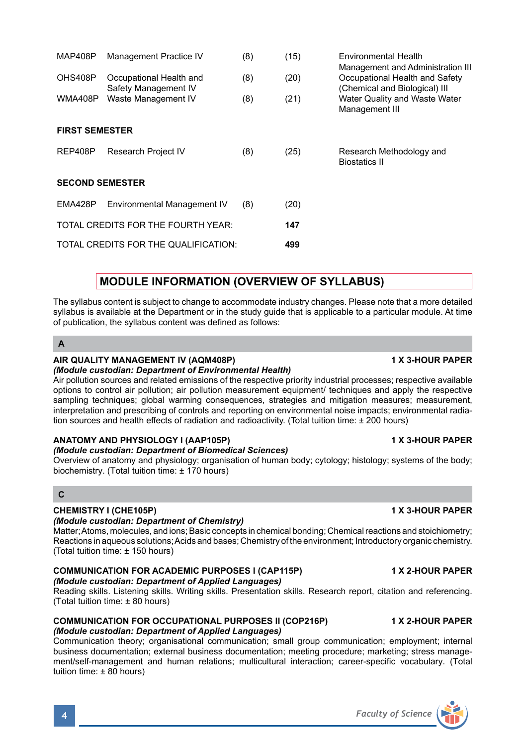| | | | | |
|---|---|---|---|---|
| MAP408P | Management Practice IV | (8) | (15) | Environmental Health Management and Administration III |
| OHS408P | Occupational Health and Safety Management IV | (8) | (20) | Occupational Health and Safety (Chemical and Biological) III |
| WMA408P | Waste Management IV | (8) | (21) | Water Quality and Waste Water Management III |
| **FIRST SEMESTER** | | | | |
| REP408P | Research Project IV | (8) | (25) | Research Methodology and Biostatics II |
| **SECOND SEMESTER** | | | | |
| EMA428P | Environmental Management IV | (8) | (20) | |
| TOTAL CREDITS FOR THE FOURTH YEAR: | | | **147** | |
| TOTAL CREDITS FOR THE QUALIFICATION: | | | **499** | |

## MODULE INFORMATION (OVERVIEW OF SYLLABUS)

The syllabus content is subject to change to accommodate industry changes. Please note that a more detailed syllabus is available at the Department or in the study guide that is applicable to a particular module. At time of publication, the syllabus content was defined as follows:

### A

**AIR QUALITY MANAGEMENT IV (AQM408P)** **1 X 3-HOUR PAPER**
***(Module custodian: Department of Environmental Health)***
Air pollution sources and related emissions of the respective priority industrial processes; respective available options to control air pollution; air pollution measurement equipment/ techniques and apply the respective sampling techniques; global warming consequences, strategies and mitigation measures; measurement, interpretation and prescribing of controls and reporting on environmental noise impacts; environmental radiation sources and health effects of radiation and radioactivity. (Total tuition time: ± 200 hours)

**ANATOMY AND PHYSIOLOGY I (AAP105P)** **1 X 3-HOUR PAPER**
***(Module custodian: Department of Biomedical Sciences)***
Overview of anatomy and physiology; organisation of human body; cytology; histology; systems of the body; biochemistry. (Total tuition time: ± 170 hours)

### C

**CHEMISTRY I (CHE105P)** **1 X 3-HOUR PAPER**
***(Module custodian: Department of Chemistry)***
Matter; Atoms, molecules, and ions; Basic concepts in chemical bonding; Chemical reactions and stoichiometry; Reactions in aqueous solutions; Acids and bases; Chemistry of the environment; Introductory organic chemistry. (Total tuition time: ± 150 hours)

**COMMUNICATION FOR ACADEMIC PURPOSES I (CAP115P)** **1 X 2-HOUR PAPER**
***(Module custodian: Department of Applied Languages)***
Reading skills. Listening skills. Writing skills. Presentation skills. Research report, citation and referencing. (Total tuition time: ± 80 hours)

**COMMUNICATION FOR OCCUPATIONAL PURPOSES II (COP216P)** **1 X 2-HOUR PAPER**
***(Module custodian: Department of Applied Languages)***
Communication theory; organisational communication; small group communication; employment; internal business documentation; external business documentation; meeting procedure; marketing; stress management/self-management and human relations; multicultural interaction; career-specific vocabulary. (Total tuition time: ± 80 hours)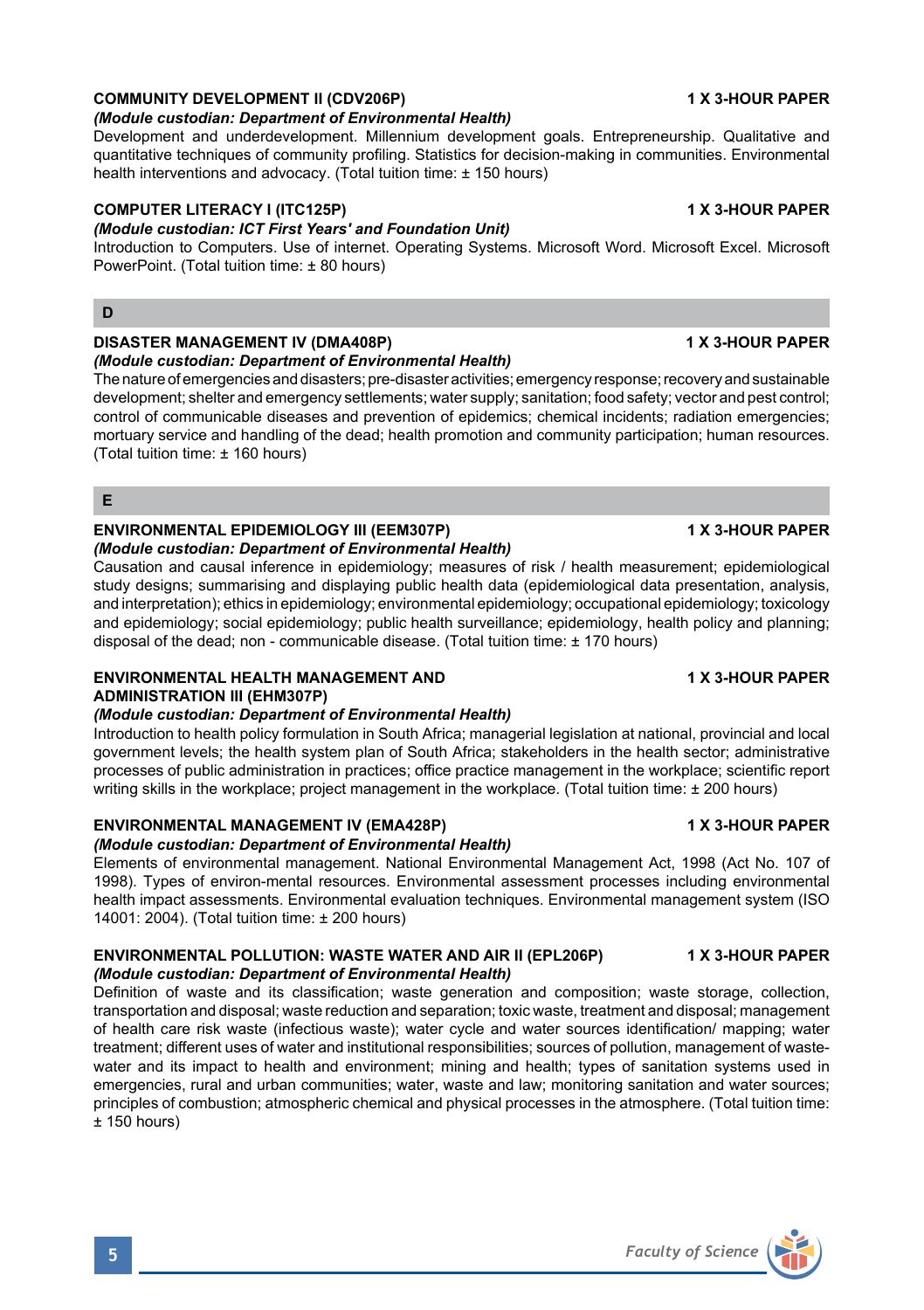**COMMUNITY DEVELOPMENT II (CDV206P)** **1 X 3-HOUR PAPER**

***(Module custodian: Department of Environmental Health)***

Development and underdevelopment. Millennium development goals. Entrepreneurship. Qualitative and quantitative techniques of community profiling. Statistics for decision-making in communities. Environmental health interventions and advocacy. (Total tuition time: ± 150 hours)

**COMPUTER LITERACY I (ITC125P)** **1 X 3-HOUR PAPER**

***(Module custodian: ICT First Years' and Foundation Unit)***

Introduction to Computers. Use of internet. Operating Systems. Microsoft Word. Microsoft Excel. Microsoft PowerPoint. (Total tuition time: ± 80 hours)

## D

**DISASTER MANAGEMENT IV (DMA408P)** **1 X 3-HOUR PAPER**

***(Module custodian: Department of Environmental Health)***

The nature of emergencies and disasters; pre-disaster activities; emergency response; recovery and sustainable development; shelter and emergency settlements; water supply; sanitation; food safety; vector and pest control; control of communicable diseases and prevention of epidemics; chemical incidents; radiation emergencies; mortuary service and handling of the dead; health promotion and community participation; human resources. (Total tuition time: ± 160 hours)

## E

**ENVIRONMENTAL EPIDEMIOLOGY III (EEM307P)** **1 X 3-HOUR PAPER**

***(Module custodian: Department of Environmental Health)***

Causation and causal inference in epidemiology; measures of risk / health measurement; epidemiological study designs; summarising and displaying public health data (epidemiological data presentation, analysis, and interpretation); ethics in epidemiology; environmental epidemiology; occupational epidemiology; toxicology and epidemiology; social epidemiology; public health surveillance; epidemiology, health policy and planning; disposal of the dead; non - communicable disease. (Total tuition time: ± 170 hours)

**ENVIRONMENTAL HEALTH MANAGEMENT AND ADMINISTRATION III (EHM307P)** **1 X 3-HOUR PAPER**

***(Module custodian: Department of Environmental Health)***

Introduction to health policy formulation in South Africa; managerial legislation at national, provincial and local government levels; the health system plan of South Africa; stakeholders in the health sector; administrative processes of public administration in practices; office practice management in the workplace; scientific report writing skills in the workplace; project management in the workplace. (Total tuition time: ± 200 hours)

**ENVIRONMENTAL MANAGEMENT IV (EMA428P)** **1 X 3-HOUR PAPER**

***(Module custodian: Department of Environmental Health)***

Elements of environmental management. National Environmental Management Act, 1998 (Act No. 107 of 1998). Types of environ-mental resources. Environmental assessment processes including environmental health impact assessments. Environmental evaluation techniques. Environmental management system (ISO 14001: 2004). (Total tuition time: ± 200 hours)

**ENVIRONMENTAL POLLUTION: WASTE WATER AND AIR II (EPL206P)** **1 X 3-HOUR PAPER**

***(Module custodian: Department of Environmental Health)***

Definition of waste and its classification; waste generation and composition; waste storage, collection, transportation and disposal; waste reduction and separation; toxic waste, treatment and disposal; management of health care risk waste (infectious waste); water cycle and water sources identification/ mapping; water treatment; different uses of water and institutional responsibilities; sources of pollution, management of waste-water and its impact to health and environment; mining and health; types of sanitation systems used in emergencies, rural and urban communities; water, waste and law; monitoring sanitation and water sources; principles of combustion; atmospheric chemical and physical processes in the atmosphere. (Total tuition time: ± 150 hours)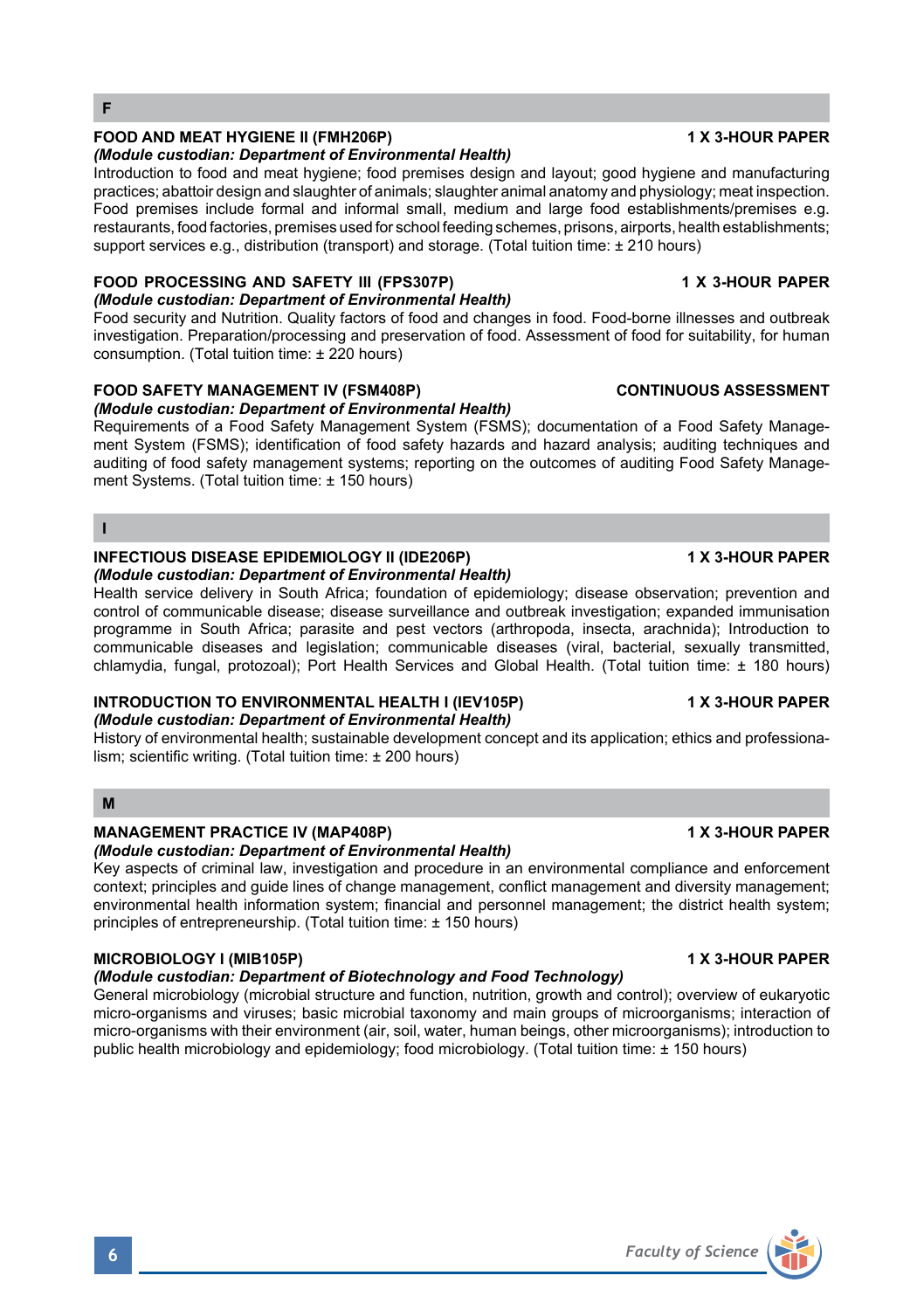## F

### FOOD AND MEAT HYGIENE II (FMH206P) 1 X 3-HOUR PAPER

***(Module custodian: Department of Environmental Health)***

Introduction to food and meat hygiene; food premises design and layout; good hygiene and manufacturing practices; abattoir design and slaughter of animals; slaughter animal anatomy and physiology; meat inspection. Food premises include formal and informal small, medium and large food establishments/premises e.g. restaurants, food factories, premises used for school feeding schemes, prisons, airports, health establishments; support services e.g., distribution (transport) and storage. (Total tuition time: ± 210 hours)

### FOOD PROCESSING AND SAFETY III (FPS307P) 1 X 3-HOUR PAPER

***(Module custodian: Department of Environmental Health)***

Food security and Nutrition. Quality factors of food and changes in food. Food-borne illnesses and outbreak investigation. Preparation/processing and preservation of food. Assessment of food for suitability, for human consumption. (Total tuition time: ± 220 hours)

### FOOD SAFETY MANAGEMENT IV (FSM408P) CONTINUOUS ASSESSMENT

***(Module custodian: Department of Environmental Health)***

Requirements of a Food Safety Management System (FSMS); documentation of a Food Safety Management System (FSMS); identification of food safety hazards and hazard analysis; auditing techniques and auditing of food safety management systems; reporting on the outcomes of auditing Food Safety Management Systems. (Total tuition time: ± 150 hours)

## I

### INFECTIOUS DISEASE EPIDEMIOLOGY II (IDE206P) 1 X 3-HOUR PAPER

***(Module custodian: Department of Environmental Health)***

Health service delivery in South Africa; foundation of epidemiology; disease observation; prevention and control of communicable disease; disease surveillance and outbreak investigation; expanded immunisation programme in South Africa; parasite and pest vectors (arthropoda, insecta, arachnida); Introduction to communicable diseases and legislation; communicable diseases (viral, bacterial, sexually transmitted, chlamydia, fungal, protozoal); Port Health Services and Global Health. (Total tuition time: ± 180 hours)

### INTRODUCTION TO ENVIRONMENTAL HEALTH I (IEV105P) 1 X 3-HOUR PAPER

***(Module custodian: Department of Environmental Health)***

History of environmental health; sustainable development concept and its application; ethics and professionalism; scientific writing. (Total tuition time: ± 200 hours)

## M

### MANAGEMENT PRACTICE IV (MAP408P) 1 X 3-HOUR PAPER

***(Module custodian: Department of Environmental Health)***

Key aspects of criminal law, investigation and procedure in an environmental compliance and enforcement context; principles and guide lines of change management, conflict management and diversity management; environmental health information system; financial and personnel management; the district health system; principles of entrepreneurship. (Total tuition time: ± 150 hours)

### MICROBIOLOGY I (MIB105P) 1 X 3-HOUR PAPER

***(Module custodian: Department of Biotechnology and Food Technology)***

General microbiology (microbial structure and function, nutrition, growth and control); overview of eukaryotic micro-organisms and viruses; basic microbial taxonomy and main groups of microorganisms; interaction of micro-organisms with their environment (air, soil, water, human beings, other microorganisms); introduction to public health microbiology and epidemiology; food microbiology. (Total tuition time: ± 150 hours)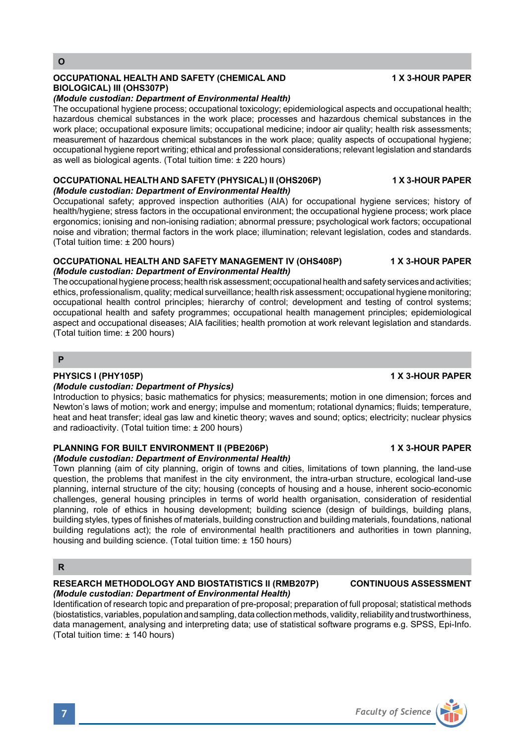## O

### OCCUPATIONAL HEALTH AND SAFETY (CHEMICAL AND BIOLOGICAL) III (OHS307P) — 1 X 3-HOUR PAPER

***(Module custodian: Department of Environmental Health)***

The occupational hygiene process; occupational toxicology; epidemiological aspects and occupational health; hazardous chemical substances in the work place; processes and hazardous chemical substances in the work place; occupational exposure limits; occupational medicine; indoor air quality; health risk assessments; measurement of hazardous chemical substances in the work place; quality aspects of occupational hygiene; occupational hygiene report writing; ethical and professional considerations; relevant legislation and standards as well as biological agents. (Total tuition time: ± 220 hours)

### OCCUPATIONAL HEALTH AND SAFETY (PHYSICAL) II (OHS206P) — 1 X 3-HOUR PAPER

***(Module custodian: Department of Environmental Health)***

Occupational safety; approved inspection authorities (AIA) for occupational hygiene services; history of health/hygiene; stress factors in the occupational environment; the occupational hygiene process; work place ergonomics; ionising and non-ionising radiation; abnormal pressure; psychological work factors; occupational noise and vibration; thermal factors in the work place; illumination; relevant legislation, codes and standards. (Total tuition time: ± 200 hours)

### OCCUPATIONAL HEALTH AND SAFETY MANAGEMENT IV (OHS408P) — 1 X 3-HOUR PAPER

***(Module custodian: Department of Environmental Health)***

The occupational hygiene process; health risk assessment; occupational health and safety services and activities; ethics, professionalism, quality; medical surveillance; health risk assessment; occupational hygiene monitoring; occupational health control principles; hierarchy of control; development and testing of control systems; occupational health and safety programmes; occupational health management principles; epidemiological aspect and occupational diseases; AIA facilities; health promotion at work relevant legislation and standards. (Total tuition time: ± 200 hours)

## P

### PHYSICS I (PHY105P) — 1 X 3-HOUR PAPER

***(Module custodian: Department of Physics)***

Introduction to physics; basic mathematics for physics; measurements; motion in one dimension; forces and Newton's laws of motion; work and energy; impulse and momentum; rotational dynamics; fluids; temperature, heat and heat transfer; ideal gas law and kinetic theory; waves and sound; optics; electricity; nuclear physics and radioactivity. (Total tuition time: ± 200 hours)

### PLANNING FOR BUILT ENVIRONMENT II (PBE206P) — 1 X 3-HOUR PAPER

***(Module custodian: Department of Environmental Health)***

Town planning (aim of city planning, origin of towns and cities, limitations of town planning, the land-use question, the problems that manifest in the city environment, the intra-urban structure, ecological land-use planning, internal structure of the city; housing (concepts of housing and a house, inherent socio-economic challenges, general housing principles in terms of world health organisation, consideration of residential planning, role of ethics in housing development; building science (design of buildings, building plans, building styles, types of finishes of materials, building construction and building materials, foundations, national building regulations act); the role of environmental health practitioners and authorities in town planning, housing and building science. (Total tuition time: ± 150 hours)

## R

### RESEARCH METHODOLOGY AND BIOSTATISTICS II (RMB207P) — CONTINUOUS ASSESSMENT

***(Module custodian: Department of Environmental Health)***

Identification of research topic and preparation of pre-proposal; preparation of full proposal; statistical methods (biostatistics, variables, population and sampling, data collection methods, validity, reliability and trustworthiness, data management, analysing and interpreting data; use of statistical software programs e.g. SPSS, Epi-Info. (Total tuition time: ± 140 hours)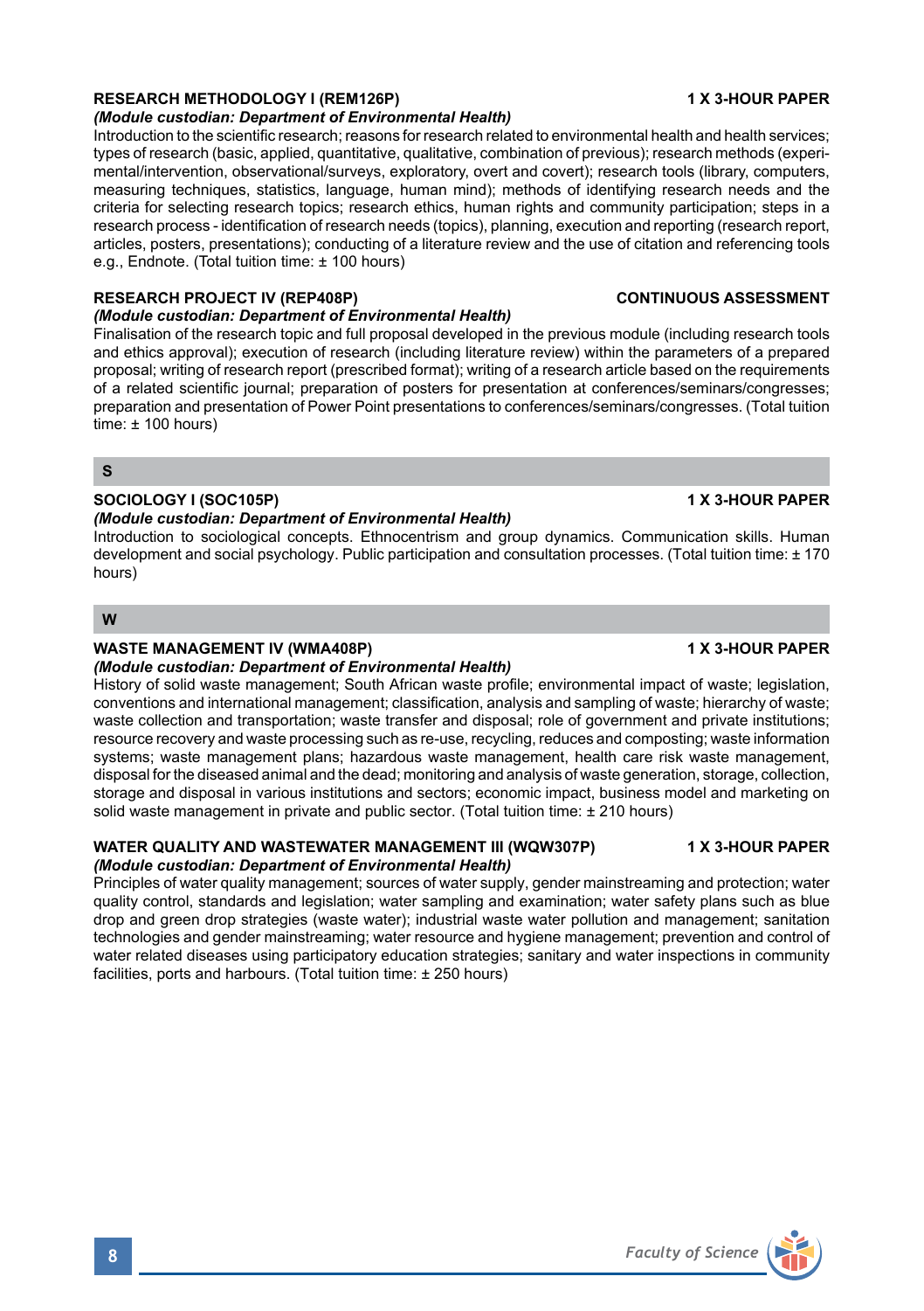### RESEARCH METHODOLOGY I (REM126P) — 1 X 3-HOUR PAPER

*(Module custodian: Department of Environmental Health)*

Introduction to the scientific research; reasons for research related to environmental health and health services; types of research (basic, applied, quantitative, qualitative, combination of previous); research methods (experimental/intervention, observational/surveys, exploratory, overt and covert); research tools (library, computers, measuring techniques, statistics, language, human mind); methods of identifying research needs and the criteria for selecting research topics; research ethics, human rights and community participation; steps in a research process - identification of research needs (topics), planning, execution and reporting (research report, articles, posters, presentations); conducting of a literature review and the use of citation and referencing tools e.g., Endnote. (Total tuition time: ± 100 hours)

### RESEARCH PROJECT IV (REP408P) — CONTINUOUS ASSESSMENT

*(Module custodian: Department of Environmental Health)*

Finalisation of the research topic and full proposal developed in the previous module (including research tools and ethics approval); execution of research (including literature review) within the parameters of a prepared proposal; writing of research report (prescribed format); writing of a research article based on the requirements of a related scientific journal; preparation of posters for presentation at conferences/seminars/congresses; preparation and presentation of Power Point presentations to conferences/seminars/congresses. (Total tuition time: ± 100 hours)

## S

### SOCIOLOGY I (SOC105P) — 1 X 3-HOUR PAPER

*(Module custodian: Department of Environmental Health)*

Introduction to sociological concepts. Ethnocentrism and group dynamics. Communication skills. Human development and social psychology. Public participation and consultation processes. (Total tuition time: ± 170 hours)

## W

### WASTE MANAGEMENT IV (WMA408P) — 1 X 3-HOUR PAPER

*(Module custodian: Department of Environmental Health)*

History of solid waste management; South African waste profile; environmental impact of waste; legislation, conventions and international management; classification, analysis and sampling of waste; hierarchy of waste; waste collection and transportation; waste transfer and disposal; role of government and private institutions; resource recovery and waste processing such as re-use, recycling, reduces and composting; waste information systems; waste management plans; hazardous waste management, health care risk waste management, disposal for the diseased animal and the dead; monitoring and analysis of waste generation, storage, collection, storage and disposal in various institutions and sectors; economic impact, business model and marketing on solid waste management in private and public sector. (Total tuition time: ± 210 hours)

### WATER QUALITY AND WASTEWATER MANAGEMENT III (WQW307P) — 1 X 3-HOUR PAPER

*(Module custodian: Department of Environmental Health)*

Principles of water quality management; sources of water supply, gender mainstreaming and protection; water quality control, standards and legislation; water sampling and examination; water safety plans such as blue drop and green drop strategies (waste water); industrial waste water pollution and management; sanitation technologies and gender mainstreaming; water resource and hygiene management; prevention and control of water related diseases using participatory education strategies; sanitary and water inspections in community facilities, ports and harbours. (Total tuition time: ± 250 hours)